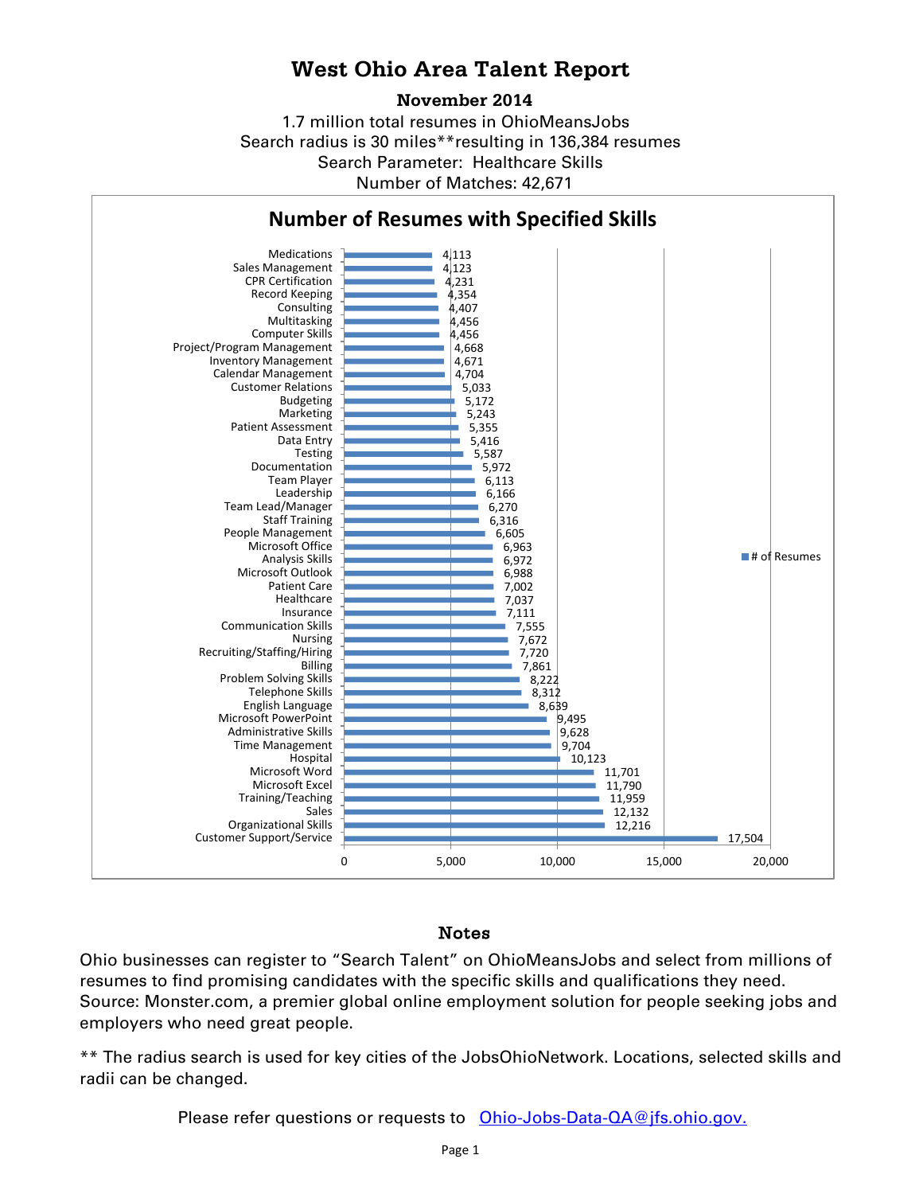# West Ohio Area Talent Report

**November 2014**

1.7 million total resumes in OhioMeansJobs
Search radius is 30 miles**resulting in 136,384 resumes
Search Parameter: Healthcare Skills
Number of Matches: 42,671

## Number of Resumes with Specified Skills

| Skill | # of Resumes |
| --- | --- |
| Medications | 4,113 |
| Sales Management | 4,123 |
| CPR Certification | 4,231 |
| Record Keeping | 4,354 |
| Consulting | 4,407 |
| Multitasking | 4,456 |
| Computer Skills | 4,456 |
| Project/Program Management | 4,668 |
| Inventory Management | 4,671 |
| Calendar Management | 4,704 |
| Customer Relations | 5,033 |
| Budgeting | 5,172 |
| Marketing | 5,243 |
| Patient Assessment | 5,355 |
| Data Entry | 5,416 |
| Testing | 5,587 |
| Documentation | 5,972 |
| Team Player | 6,113 |
| Leadership | 6,166 |
| Team Lead/Manager | 6,270 |
| Staff Training | 6,316 |
| People Management | 6,605 |
| Microsoft Office | 6,963 |
| Analysis Skills | 6,972 |
| Microsoft Outlook | 6,988 |
| Patient Care | 7,002 |
| Healthcare | 7,037 |
| Insurance | 7,111 |
| Communication Skills | 7,555 |
| Nursing | 7,672 |
| Recruiting/Staffing/Hiring | 7,720 |
| Billing | 7,861 |
| Problem Solving Skills | 8,222 |
| Telephone Skills | 8,312 |
| English Language | 8,639 |
| Microsoft PowerPoint | 9,495 |
| Administrative Skills | 9,628 |
| Time Management | 9,704 |
| Hospital | 10,123 |
| Microsoft Word | 11,701 |
| Microsoft Excel | 11,790 |
| Training/Teaching | 11,959 |
| Sales | 12,132 |
| Organizational Skills | 12,216 |
| Customer Support/Service | 17,504 |

### Notes

Ohio businesses can register to "Search Talent" on OhioMeansJobs and select from millions of resumes to find promising candidates with the specific skills and qualifications they need. Source: Monster.com, a premier global online employment solution for people seeking jobs and employers who need great people.

** The radius search is used for key cities of the JobsOhioNetwork. Locations, selected skills and radii can be changed.

Please refer questions or requests to [Ohio-Jobs-Data-QA@jfs.ohio.gov.](mailto:Ohio-Jobs-Data-QA@jfs.ohio.gov)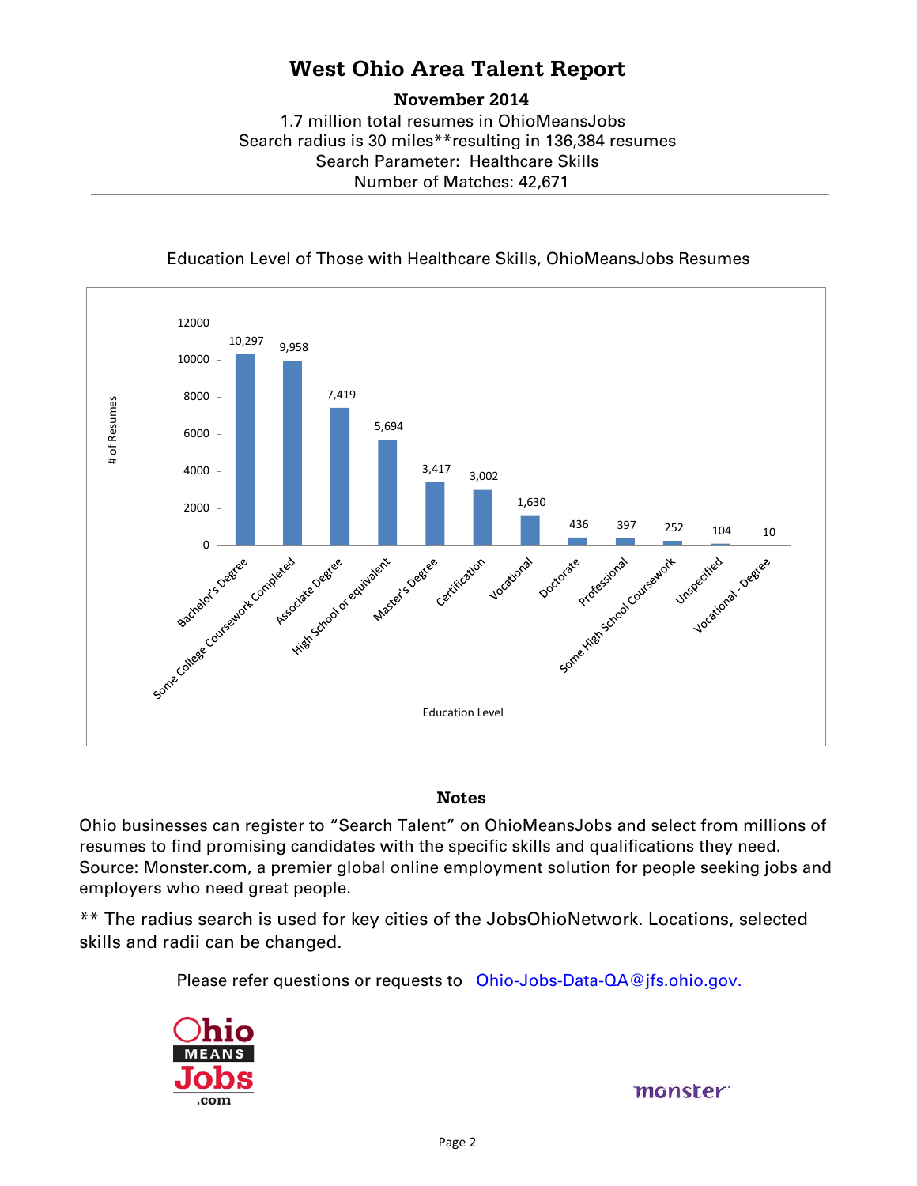# West Ohio Area Talent Report

**November 2014**

1.7 million total resumes in OhioMeansJobs
Search radius is 30 miles**resulting in 136,384 resumes
Search Parameter: Healthcare Skills
Number of Matches: 42,671

Education Level of Those with Healthcare Skills, OhioMeansJobs Resumes

# of Resumes

12000
10000
8000
6000
4000
2000
0

10,297
9,958
7,419
5,694
3,417
3,002
1,630
436
397
252
104
10

Bachelor's Degree
Some College Coursework Completed
Associate Degree
High School or equivalent
Master's Degree
Certification
Vocational
Doctorate
Professional
Some High School Coursework
Unspecified
Vocational - Degree

Education Level

## Notes

Ohio businesses can register to “Search Talent” on OhioMeansJobs and select from millions of resumes to find promising candidates with the specific skills and qualifications they need. Source: Monster.com, a premier global online employment solution for people seeking jobs and employers who need great people.

** The radius search is used for key cities of the JobsOhioNetwork. Locations, selected skills and radii can be changed.

Please refer questions or requests to [Ohio-Jobs-Data-QA@jfs.ohio.gov.](mailto:Ohio-Jobs-Data-QA@jfs.ohio.gov)

Ohio MEANS Jobs .com

monster